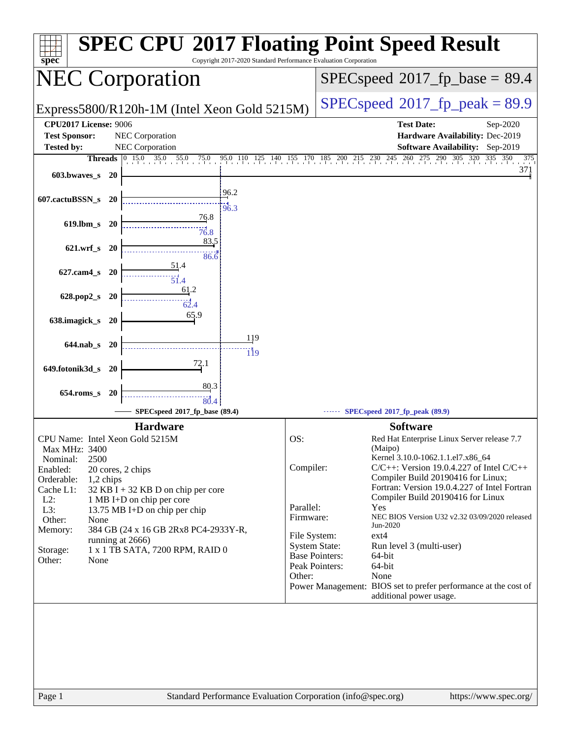# SPEC CPU 2017 Floating Point Speed Result

Copyright 2017-2020 Standard Performance Evaluation Corporation

## NEC Corporation

Express5800/R120h-1M (Intel Xeon Gold 5215M)

SPECspeed 2017_fp_base = 89.4

SPECspeed 2017_fp_peak = 89.9

**CPU2017 License:** 9006
**Test Sponsor:** NEC Corporation
**Tested by:** NEC Corporation
**Test Date:** Sep-2020
**Hardware Availability:** Dec-2019
**Software Availability:** Sep-2019

| Benchmark | Threads | Base | Peak |
|---|---|---|---|
| 603.bwaves_s | 20 | 371 | |
| 607.cactuBSSN_s | 20 | 96.2 | 96.3 |
| 619.lbm_s | 20 | 76.8 | 76.8 |
| 621.wrf_s | 20 | 83.5 | 86.6 |
| 627.cam4_s | 20 | 51.4 | 51.4 |
| 628.pop2_s | 20 | 61.2 | 62.4 |
| 638.imagick_s | 20 | 65.9 | |
| 644.nab_s | 20 | 119 | 119 |
| 649.fotonik3d_s | 20 | 72.1 | |
| 654.roms_s | 20 | 80.3 | 80.4 |

SPECspeed 2017_fp_base (89.4) — SPECspeed 2017_fp_peak (89.9)

## Hardware

- CPU Name: Intel Xeon Gold 5215M
- Max MHz: 3400
- Nominal: 2500
- Enabled: 20 cores, 2 chips
- Orderable: 1,2 chips
- Cache L1: 32 KB I + 32 KB D on chip per core
- L2: 1 MB I+D on chip per core
- L3: 13.75 MB I+D on chip per chip
- Other: None
- Memory: 384 GB (24 x 16 GB 2Rx8 PC4-2933Y-R, running at 2666)
- Storage: 1 x 1 TB SATA, 7200 RPM, RAID 0
- Other: None

## Software

- OS: Red Hat Enterprise Linux Server release 7.7 (Maipo) Kernel 3.10.0-1062.1.1.el7.x86_64
- Compiler: C/C++: Version 19.0.4.227 of Intel C/C++ Compiler Build 20190416 for Linux; Fortran: Version 19.0.4.227 of Intel Fortran Compiler Build 20190416 for Linux
- Parallel: Yes
- Firmware: NEC BIOS Version U32 v2.32 03/09/2020 released Jun-2020
- File System: ext4
- System State: Run level 3 (multi-user)
- Base Pointers: 64-bit
- Peak Pointers: 64-bit
- Other: None
- Power Management: BIOS set to prefer performance at the cost of additional power usage.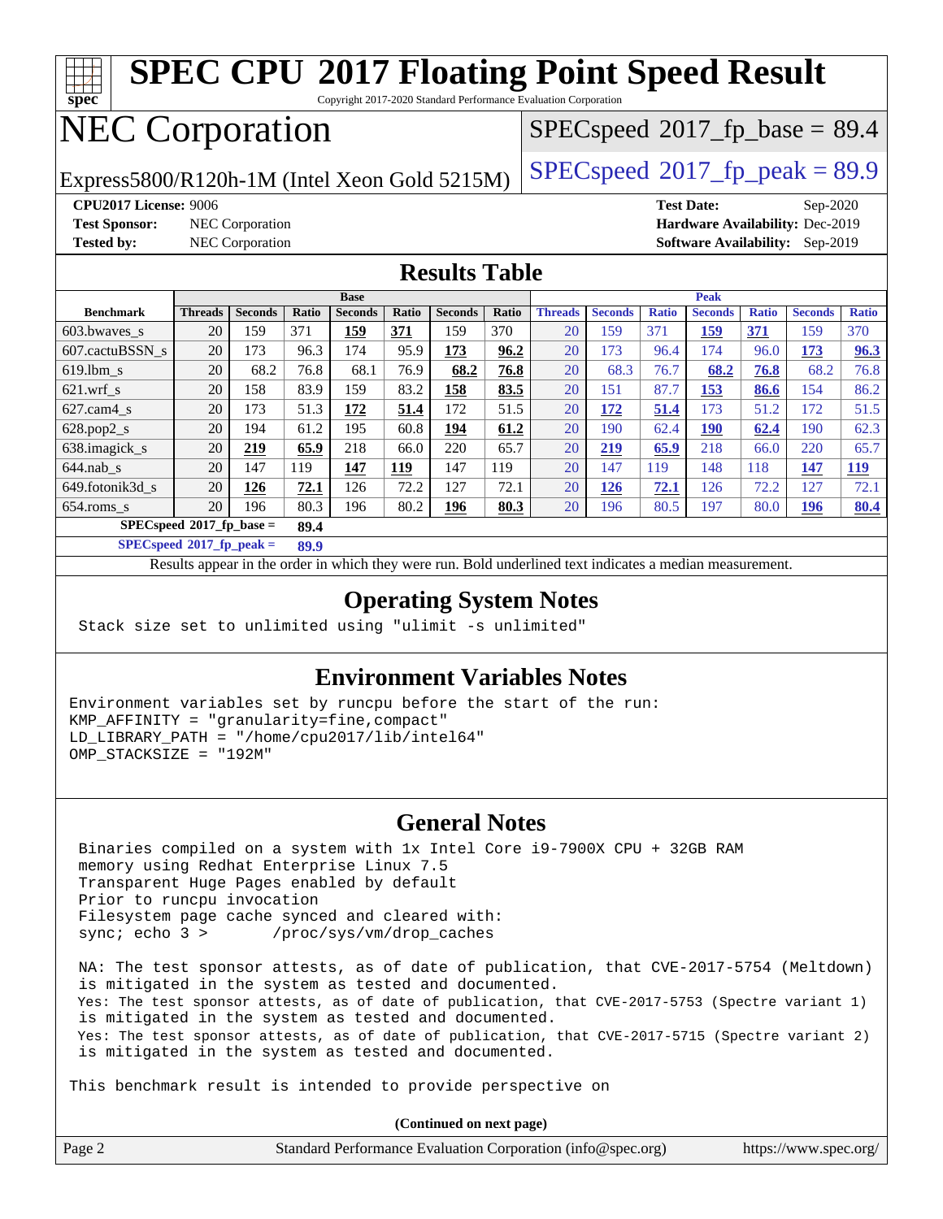# SPEC CPU 2017 Floating Point Speed Result

Copyright 2017-2020 Standard Performance Evaluation Corporation

# NEC Corporation

Express5800/R120h-1M (Intel Xeon Gold 5215M)

SPECspeed 2017_fp_base = 89.4

SPECspeed 2017_fp_peak = 89.9

**CPU2017 License:** 9006
**Test Sponsor:** NEC Corporation
**Tested by:** NEC Corporation

**Test Date:** Sep-2020
**Hardware Availability:** Dec-2019
**Software Availability:** Sep-2019

## Results Table

| | Base | | | | | | | Peak | | | | | | |
|---|---|---|---|---|---|---|---|---|---|---|---|---|---|---|
| **Benchmark** | **Threads** | **Seconds** | **Ratio** | **Seconds** | **Ratio** | **Seconds** | **Ratio** | **Threads** | **Seconds** | **Ratio** | **Seconds** | **Ratio** | **Seconds** | **Ratio** |
| 603.bwaves_s | 20 | 159 | 371 | **159** | **371** | 159 | 370 | 20 | 159 | 371 | **159** | **371** | 159 | 370 |
| 607.cactuBSSN_s | 20 | 173 | 96.3 | 174 | 95.9 | **173** | **96.2** | 20 | 173 | 96.4 | 174 | 96.0 | **173** | **96.3** |
| 619.lbm_s | 20 | 68.2 | 76.8 | 68.1 | 76.9 | **68.2** | **76.8** | 20 | 68.3 | 76.7 | **68.2** | **76.8** | 68.2 | 76.8 |
| 621.wrf_s | 20 | 158 | 83.9 | 159 | 83.2 | **158** | **83.5** | 20 | 151 | 87.7 | **153** | **86.6** | 154 | 86.2 |
| 627.cam4_s | 20 | 173 | 51.3 | **172** | **51.4** | 172 | 51.5 | 20 | **172** | **51.4** | 173 | 51.2 | 172 | 51.5 |
| 628.pop2_s | 20 | 194 | 61.2 | 195 | 60.8 | **194** | **61.2** | 20 | 190 | 62.4 | **190** | **62.4** | 190 | 62.3 |
| 638.imagick_s | 20 | **219** | **65.9** | 218 | 66.0 | 220 | 65.7 | 20 | **219** | **65.9** | 218 | 66.0 | 220 | 65.7 |
| 644.nab_s | 20 | 147 | 119 | **147** | **119** | 147 | 119 | 20 | 147 | 119 | 148 | 118 | **147** | **119** |
| 649.fotonik3d_s | 20 | **126** | **72.1** | 126 | 72.2 | 127 | 72.1 | 20 | **126** | **72.1** | 126 | 72.2 | 127 | 72.1 |
| 654.roms_s | 20 | 196 | 80.3 | 196 | 80.2 | **196** | **80.3** | 20 | 196 | 80.5 | 197 | 80.0 | **196** | **80.4** |

**SPECspeed 2017_fp_base = 89.4**

**SPECspeed 2017_fp_peak = 89.9**

Results appear in the order in which they were run. Bold underlined text indicates a median measurement.

## Operating System Notes

```
Stack size set to unlimited using "ulimit -s unlimited"
```

## Environment Variables Notes

```
Environment variables set by runcpu before the start of the run:
KMP_AFFINITY = "granularity=fine,compact"
LD_LIBRARY_PATH = "/home/cpu2017/lib/intel64"
OMP_STACKSIZE = "192M"
```

## General Notes

```
Binaries compiled on a system with 1x Intel Core i9-7900X CPU + 32GB RAM
memory using Redhat Enterprise Linux 7.5
Transparent Huge Pages enabled by default
Prior to runcpu invocation
Filesystem page cache synced and cleared with:
sync; echo 3 >       /proc/sys/vm/drop_caches

NA: The test sponsor attests, as of date of publication, that CVE-2017-5754 (Meltdown)
is mitigated in the system as tested and documented.
Yes: The test sponsor attests, as of date of publication, that CVE-2017-5753 (Spectre variant 1)
is mitigated in the system as tested and documented.
Yes: The test sponsor attests, as of date of publication, that CVE-2017-5715 (Spectre variant 2)
is mitigated in the system as tested and documented.

This benchmark result is intended to provide perspective on
```

**(Continued on next page)**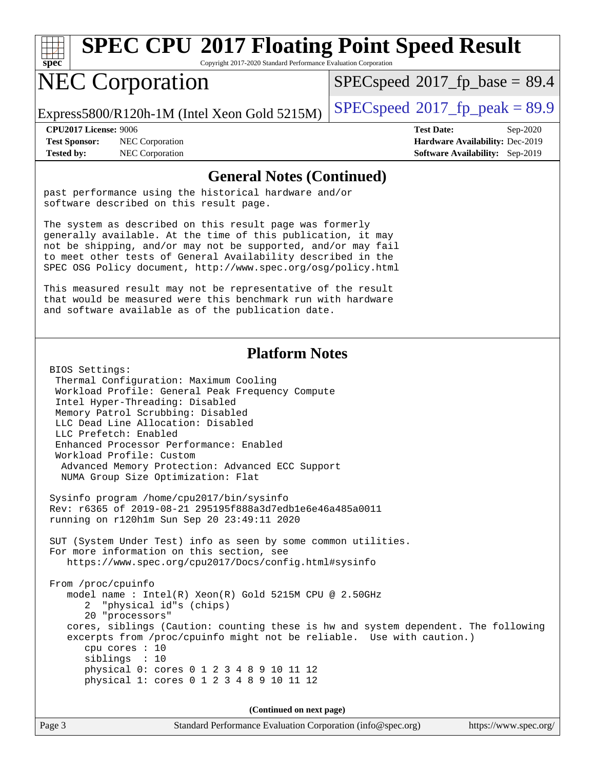## General Notes (Continued)

```
past performance using the historical hardware and/or
software described on this result page.

The system as described on this result page was formerly
generally available. At the time of this publication, it may
not be shipping, and/or may not be supported, and/or may fail
to meet other tests of General Availability described in the
SPEC OSG Policy document, http://www.spec.org/osg/policy.html

This measured result may not be representative of the result
that would be measured were this benchmark run with hardware
and software available as of the publication date.
```

## Platform Notes

```
BIOS Settings:
 Thermal Configuration: Maximum Cooling
 Workload Profile: General Peak Frequency Compute
 Intel Hyper-Threading: Disabled
 Memory Patrol Scrubbing: Disabled
 LLC Dead Line Allocation: Disabled
 LLC Prefetch: Enabled
 Enhanced Processor Performance: Enabled
 Workload Profile: Custom
  Advanced Memory Protection: Advanced ECC Support
  NUMA Group Size Optimization: Flat

Sysinfo program /home/cpu2017/bin/sysinfo
Rev: r6365 of 2019-08-21 295195f888a3d7edb1e6e46a485a0011
running on r120h1m Sun Sep 20 23:49:11 2020

SUT (System Under Test) info as seen by some common utilities.
For more information on this section, see
   https://www.spec.org/cpu2017/Docs/config.html#sysinfo

From /proc/cpuinfo
   model name : Intel(R) Xeon(R) Gold 5215M CPU @ 2.50GHz
      2  "physical id"s (chips)
      20 "processors"
   cores, siblings (Caution: counting these is hw and system dependent. The following
   excerpts from /proc/cpuinfo might not be reliable.  Use with caution.)
      cpu cores : 10
      siblings  : 10
      physical 0: cores 0 1 2 3 4 8 9 10 11 12
      physical 1: cores 0 1 2 3 4 8 9 10 11 12
```

(Continued on next page)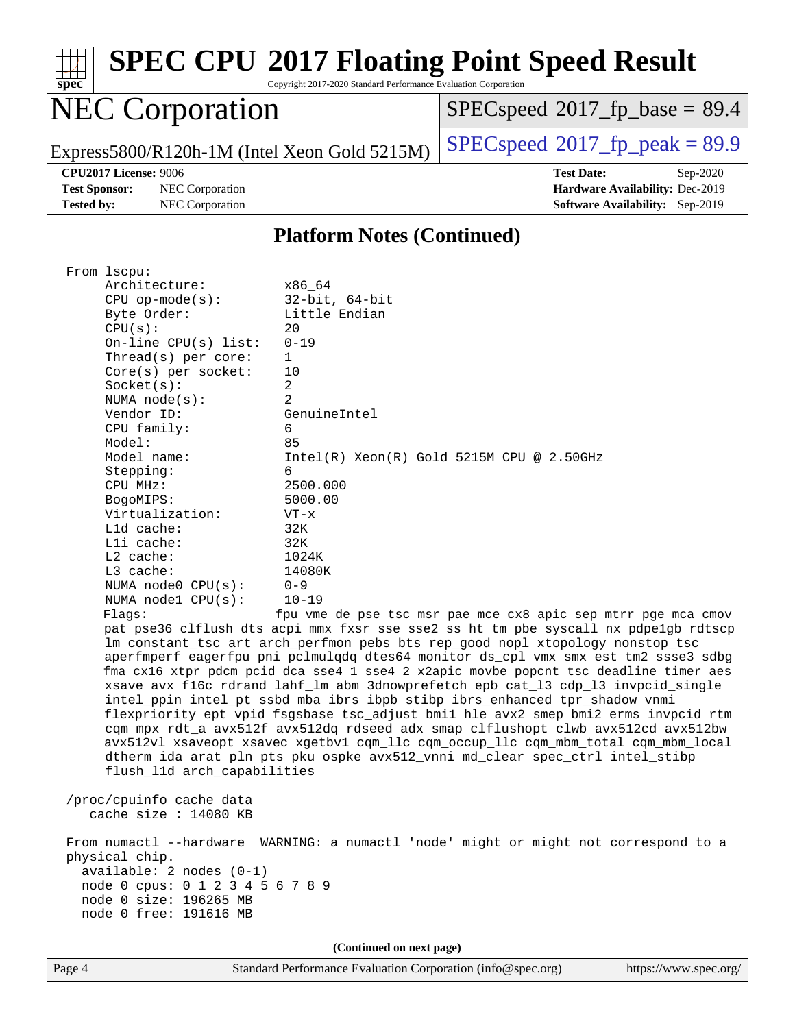## Platform Notes (Continued)

```
From lscpu:
     Architecture:          x86_64
     CPU op-mode(s):        32-bit, 64-bit
     Byte Order:            Little Endian
     CPU(s):                20
     On-line CPU(s) list:   0-19
     Thread(s) per core:    1
     Core(s) per socket:    10
     Socket(s):             2
     NUMA node(s):          2
     Vendor ID:             GenuineIntel
     CPU family:            6
     Model:                 85
     Model name:            Intel(R) Xeon(R) Gold 5215M CPU @ 2.50GHz
     Stepping:              6
     CPU MHz:               2500.000
     BogoMIPS:              5000.00
     Virtualization:        VT-x
     L1d cache:             32K
     L1i cache:             32K
     L2 cache:              1024K
     L3 cache:              14080K
     NUMA node0 CPU(s):     0-9
     NUMA node1 CPU(s):     10-19
     Flags:                fpu vme de pse tsc msr pae mce cx8 apic sep mtrr pge mca cmov
     pat pse36 clflush dts acpi mmx fxsr sse sse2 ss ht tm pbe syscall nx pdpe1gb rdtscp
     lm constant_tsc art arch_perfmon pebs bts rep_good nopl xtopology nonstop_tsc
     aperfmperf eagerfpu pni pclmulqdq dtes64 monitor ds_cpl vmx smx est tm2 ssse3 sdbg
     fma cx16 xtpr pdcm pcid dca sse4_1 sse4_2 x2apic movbe popcnt tsc_deadline_timer aes
     xsave avx f16c rdrand lahf_lm abm 3dnowprefetch epb cat_l3 cdp_l3 invpcid_single
     intel_ppin intel_pt ssbd mba ibrs ibpb stibp ibrs_enhanced tpr_shadow vnmi
     flexpriority ept vpid fsgsbase tsc_adjust bmi1 hle avx2 smep bmi2 erms invpcid rtm
     cqm mpx rdt_a avx512f avx512dq rdseed adx smap clflushopt clwb avx512cd avx512bw
     avx512vl xsaveopt xsavec xgetbv1 cqm_llc cqm_occup_llc cqm_mbm_total cqm_mbm_local
     dtherm ida arat pln pts pku ospke avx512_vnni md_clear spec_ctrl intel_stibp
     flush_l1d arch_capabilities

 /proc/cpuinfo cache data
    cache size : 14080 KB

 From numactl --hardware  WARNING: a numactl 'node' might or might not correspond to a
 physical chip.
   available: 2 nodes (0-1)
   node 0 cpus: 0 1 2 3 4 5 6 7 8 9
   node 0 size: 196265 MB
   node 0 free: 191616 MB
```

(Continued on next page)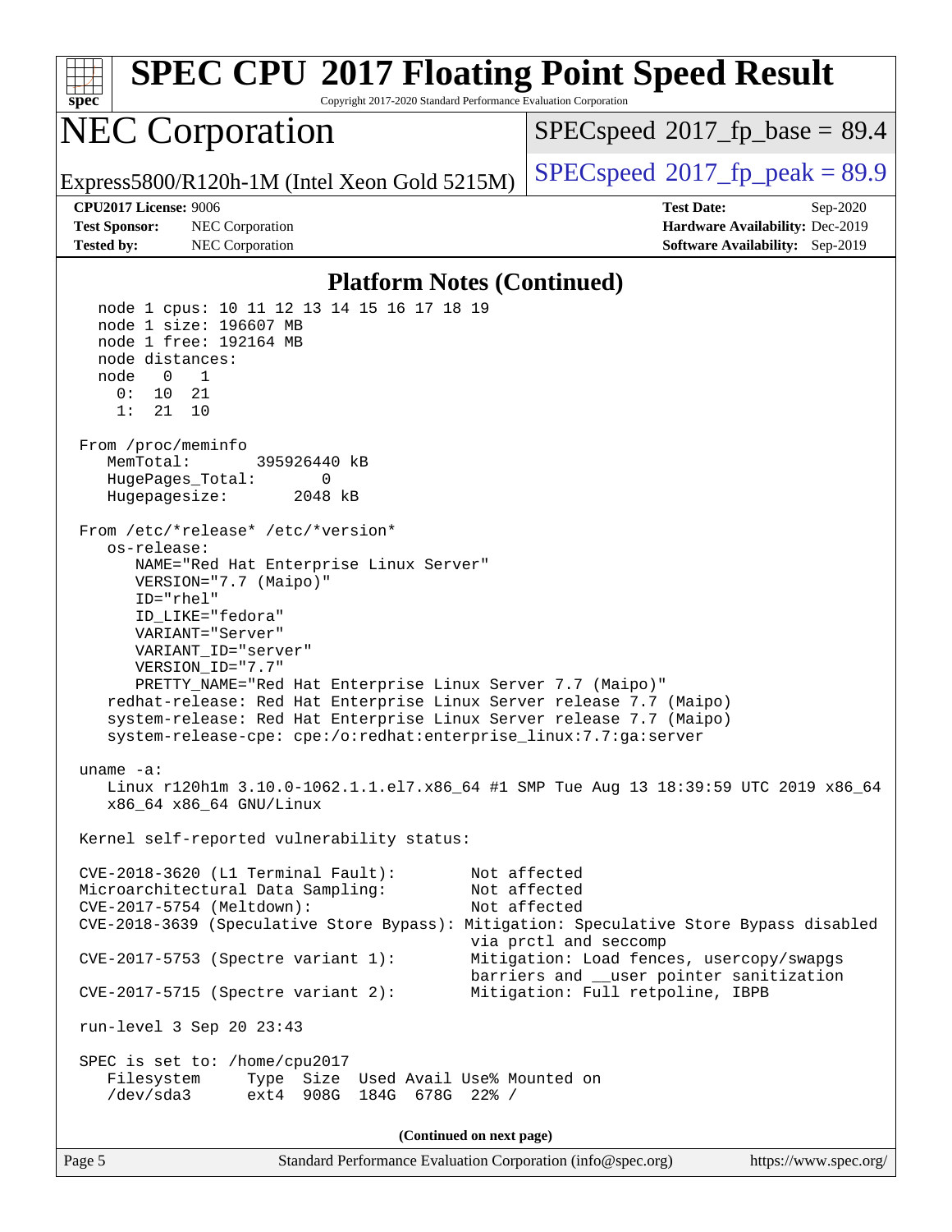# SPEC CPU 2017 Floating Point Speed Result

Copyright 2017-2020 Standard Performance Evaluation Corporation

## NEC Corporation

Express5800/R120h-1M (Intel Xeon Gold 5215M)

SPECspeed 2017_fp_base = 89.4

SPECspeed 2017_fp_peak = 89.9

**CPU2017 License:** 9006
**Test Sponsor:** NEC Corporation
**Tested by:** NEC Corporation

**Test Date:** Sep-2020
**Hardware Availability:** Dec-2019
**Software Availability:** Sep-2019

### Platform Notes (Continued)

```
    node 1 cpus: 10 11 12 13 14 15 16 17 18 19
    node 1 size: 196607 MB
    node 1 free: 192164 MB
    node distances:
    node   0   1
      0:  10  21
      1:  21  10

 From /proc/meminfo
    MemTotal:       395926440 kB
    HugePages_Total:       0
    Hugepagesize:       2048 kB

 From /etc/*release* /etc/*version*
    os-release:
       NAME="Red Hat Enterprise Linux Server"
       VERSION="7.7 (Maipo)"
       ID="rhel"
       ID_LIKE="fedora"
       VARIANT="Server"
       VARIANT_ID="server"
       VERSION_ID="7.7"
       PRETTY_NAME="Red Hat Enterprise Linux Server 7.7 (Maipo)"
    redhat-release: Red Hat Enterprise Linux Server release 7.7 (Maipo)
    system-release: Red Hat Enterprise Linux Server release 7.7 (Maipo)
    system-release-cpe: cpe:/o:redhat:enterprise_linux:7.7:ga:server

 uname -a:
    Linux r120h1m 3.10.0-1062.1.1.el7.x86_64 #1 SMP Tue Aug 13 18:39:59 UTC 2019 x86_64
    x86_64 x86_64 GNU/Linux

 Kernel self-reported vulnerability status:

 CVE-2018-3620 (L1 Terminal Fault):        Not affected
 Microarchitectural Data Sampling:         Not affected
 CVE-2017-5754 (Meltdown):                 Not affected
 CVE-2018-3639 (Speculative Store Bypass): Mitigation: Speculative Store Bypass disabled
                                           via prctl and seccomp
 CVE-2017-5753 (Spectre variant 1):        Mitigation: Load fences, usercopy/swapgs
                                           barriers and __user pointer sanitization
 CVE-2017-5715 (Spectre variant 2):        Mitigation: Full retpoline, IBPB

 run-level 3 Sep 20 23:43

 SPEC is set to: /home/cpu2017
    Filesystem     Type  Size  Used Avail Use% Mounted on
    /dev/sda3      ext4  908G  184G  678G  22% /
```

(Continued on next page)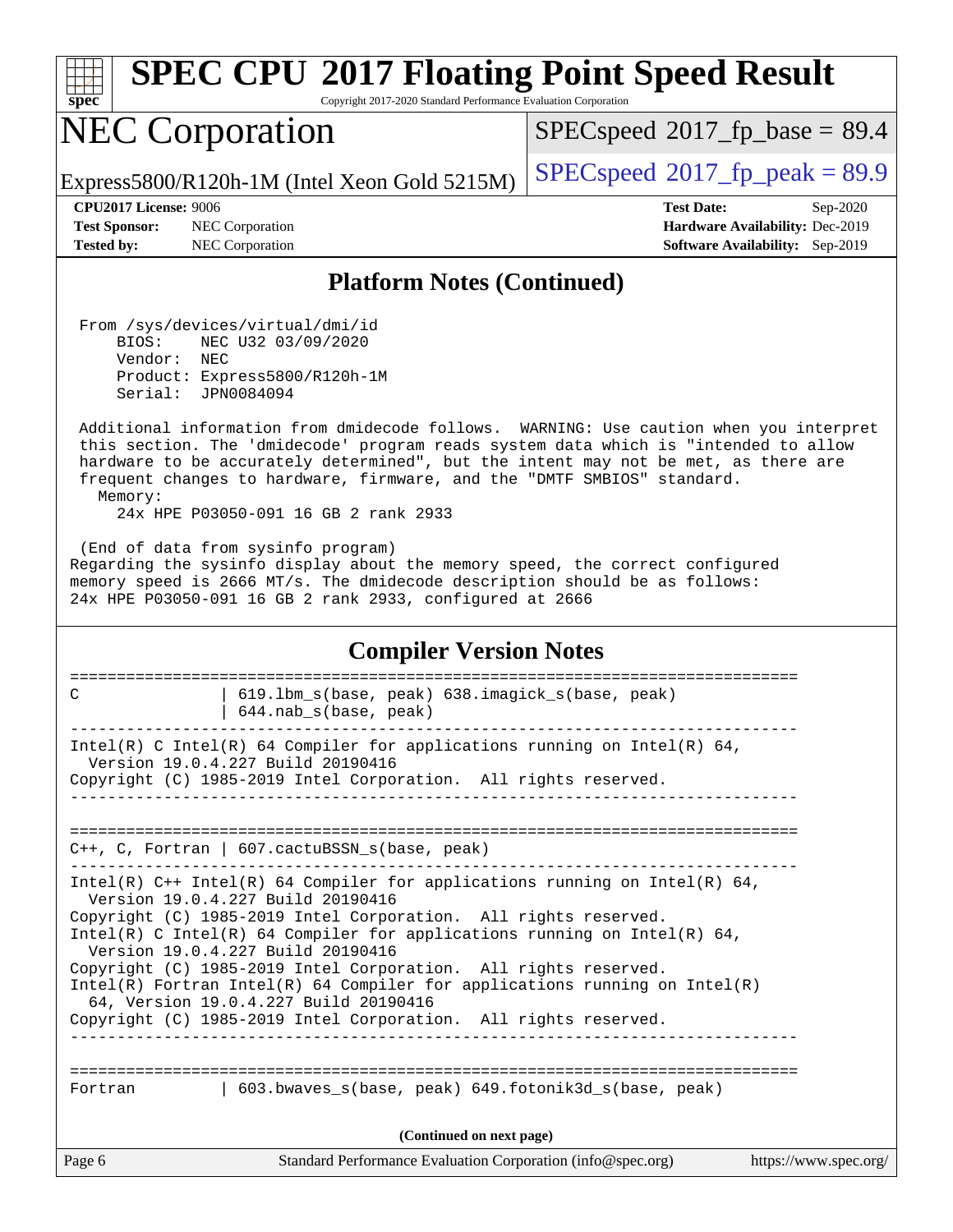## Platform Notes (Continued)

```
 From /sys/devices/virtual/dmi/id
     BIOS:    NEC U32 03/09/2020
     Vendor:  NEC
     Product: Express5800/R120h-1M
     Serial:  JPN0084094

 Additional information from dmidecode follows.  WARNING: Use caution when you interpret
 this section. The 'dmidecode' program reads system data which is "intended to allow
 hardware to be accurately determined", but the intent may not be met, as there are
 frequent changes to hardware, firmware, and the "DMTF SMBIOS" standard.
   Memory:
     24x HPE P03050-091 16 GB 2 rank 2933

 (End of data from sysinfo program)
Regarding the sysinfo display about the memory speed, the correct configured
memory speed is 2666 MT/s. The dmidecode description should be as follows:
24x HPE P03050-091 16 GB 2 rank 2933, configured at 2666
```

## Compiler Version Notes

```
==============================================================================
C                | 619.lbm_s(base, peak) 638.imagick_s(base, peak)
                 | 644.nab_s(base, peak)
------------------------------------------------------------------------------
Intel(R) C Intel(R) 64 Compiler for applications running on Intel(R) 64,
  Version 19.0.4.227 Build 20190416
Copyright (C) 1985-2019 Intel Corporation.  All rights reserved.
------------------------------------------------------------------------------

==============================================================================
C++, C, Fortran | 607.cactuBSSN_s(base, peak)
------------------------------------------------------------------------------
Intel(R) C++ Intel(R) 64 Compiler for applications running on Intel(R) 64,
  Version 19.0.4.227 Build 20190416
Copyright (C) 1985-2019 Intel Corporation.  All rights reserved.
Intel(R) C Intel(R) 64 Compiler for applications running on Intel(R) 64,
  Version 19.0.4.227 Build 20190416
Copyright (C) 1985-2019 Intel Corporation.  All rights reserved.
Intel(R) Fortran Intel(R) 64 Compiler for applications running on Intel(R)
  64, Version 19.0.4.227 Build 20190416
Copyright (C) 1985-2019 Intel Corporation.  All rights reserved.
------------------------------------------------------------------------------

==============================================================================
Fortran          | 603.bwaves_s(base, peak) 649.fotonik3d_s(base, peak)
```

(Continued on next page)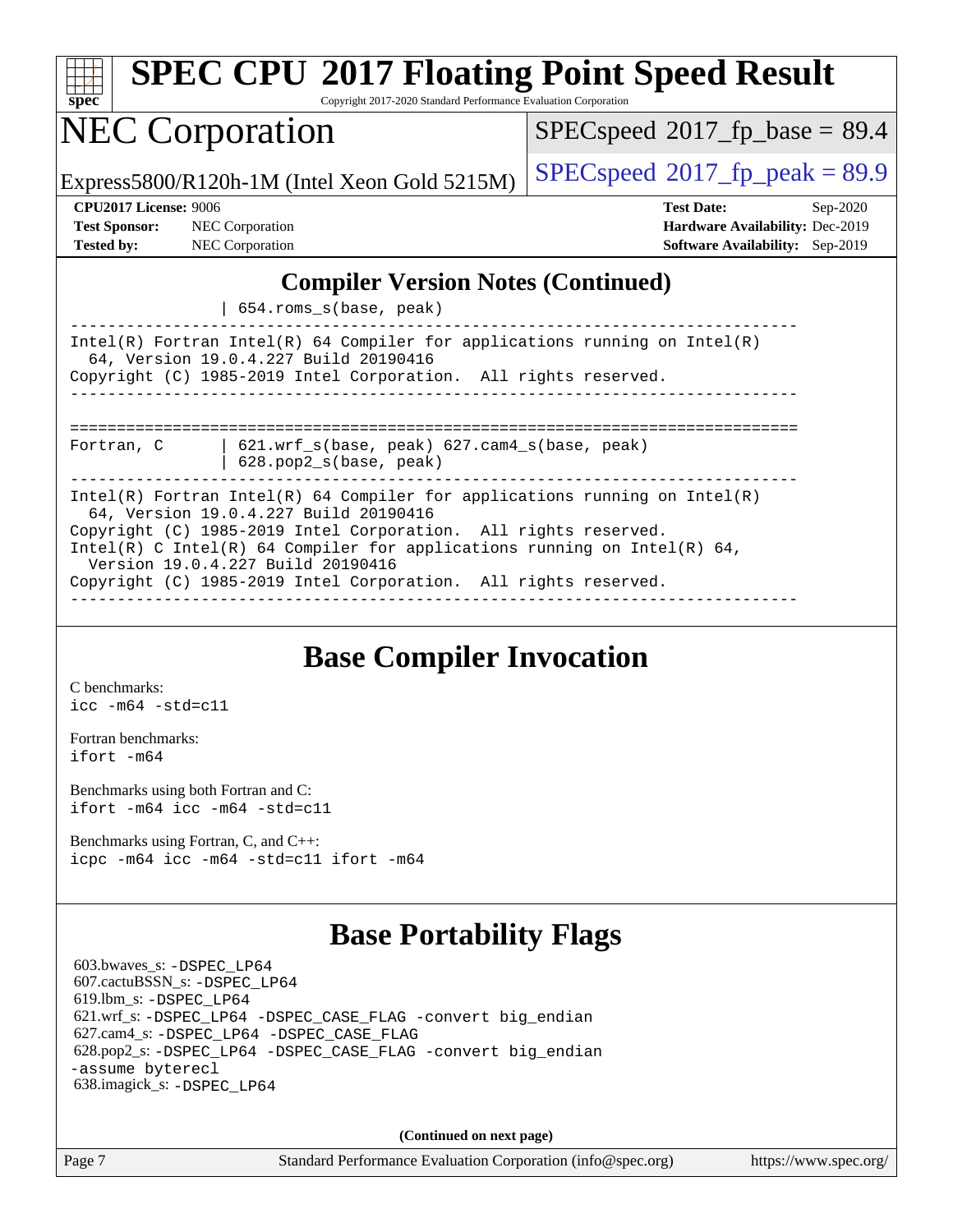## Compiler Version Notes (Continued)

```
                 | 654.roms_s(base, peak)
------------------------------------------------------------------------------
Intel(R) Fortran Intel(R) 64 Compiler for applications running on Intel(R)
  64, Version 19.0.4.227 Build 20190416
Copyright (C) 1985-2019 Intel Corporation.  All rights reserved.
------------------------------------------------------------------------------

==============================================================================
Fortran, C       | 621.wrf_s(base, peak) 627.cam4_s(base, peak)
                 | 628.pop2_s(base, peak)
------------------------------------------------------------------------------
Intel(R) Fortran Intel(R) 64 Compiler for applications running on Intel(R)
  64, Version 19.0.4.227 Build 20190416
Copyright (C) 1985-2019 Intel Corporation.  All rights reserved.
Intel(R) C Intel(R) 64 Compiler for applications running on Intel(R) 64,
  Version 19.0.4.227 Build 20190416
Copyright (C) 1985-2019 Intel Corporation.  All rights reserved.
------------------------------------------------------------------------------
```

## Base Compiler Invocation

C benchmarks:
`icc -m64 -std=c11`

Fortran benchmarks:
`ifort -m64`

Benchmarks using both Fortran and C:
`ifort -m64 icc -m64 -std=c11`

Benchmarks using Fortran, C, and C++:
`icpc -m64 icc -m64 -std=c11 ifort -m64`

## Base Portability Flags

603.bwaves_s: `-DSPEC_LP64`
607.cactuBSSN_s: `-DSPEC_LP64`
619.lbm_s: `-DSPEC_LP64`
621.wrf_s: `-DSPEC_LP64 -DSPEC_CASE_FLAG -convert big_endian`
627.cam4_s: `-DSPEC_LP64 -DSPEC_CASE_FLAG`
628.pop2_s: `-DSPEC_LP64 -DSPEC_CASE_FLAG -convert big_endian -assume byterecl`
638.imagick_s: `-DSPEC_LP64`

**(Continued on next page)**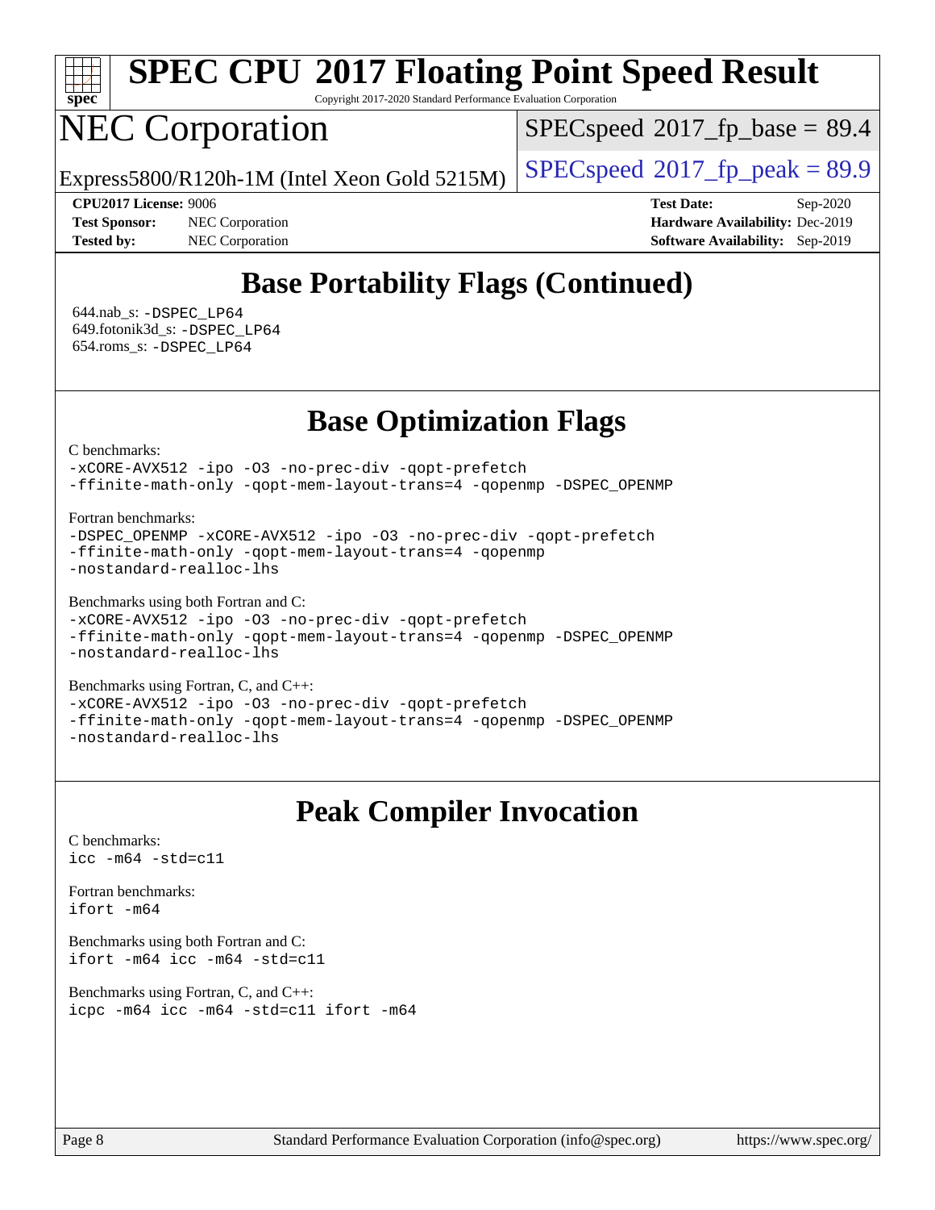# SPEC CPU 2017 Floating Point Speed Result

Copyright 2017-2020 Standard Performance Evaluation Corporation

# NEC Corporation

Express5800/R120h-1M (Intel Xeon Gold 5215M)

SPECspeed 2017_fp_base = 89.4

SPECspeed 2017_fp_peak = 89.9

**CPU2017 License:** 9006
**Test Sponsor:** NEC Corporation
**Tested by:** NEC Corporation

**Test Date:** Sep-2020
**Hardware Availability:** Dec-2019
**Software Availability:** Sep-2019

## Base Portability Flags (Continued)

644.nab_s: -DSPEC_LP64
649.fotonik3d_s: -DSPEC_LP64
654.roms_s: -DSPEC_LP64

## Base Optimization Flags

C benchmarks:
```
-xCORE-AVX512 -ipo -O3 -no-prec-div -qopt-prefetch
-ffinite-math-only -qopt-mem-layout-trans=4 -qopenmp -DSPEC_OPENMP
```

Fortran benchmarks:
```
-DSPEC_OPENMP -xCORE-AVX512 -ipo -O3 -no-prec-div -qopt-prefetch
-ffinite-math-only -qopt-mem-layout-trans=4 -qopenmp
-nostandard-realloc-lhs
```

Benchmarks using both Fortran and C:
```
-xCORE-AVX512 -ipo -O3 -no-prec-div -qopt-prefetch
-ffinite-math-only -qopt-mem-layout-trans=4 -qopenmp -DSPEC_OPENMP
-nostandard-realloc-lhs
```

Benchmarks using Fortran, C, and C++:
```
-xCORE-AVX512 -ipo -O3 -no-prec-div -qopt-prefetch
-ffinite-math-only -qopt-mem-layout-trans=4 -qopenmp -DSPEC_OPENMP
-nostandard-realloc-lhs
```

## Peak Compiler Invocation

C benchmarks:
```
icc -m64 -std=c11
```

Fortran benchmarks:
```
ifort -m64
```

Benchmarks using both Fortran and C:
```
ifort -m64 icc -m64 -std=c11
```

Benchmarks using Fortran, C, and C++:
```
icpc -m64 icc -m64 -std=c11 ifort -m64
```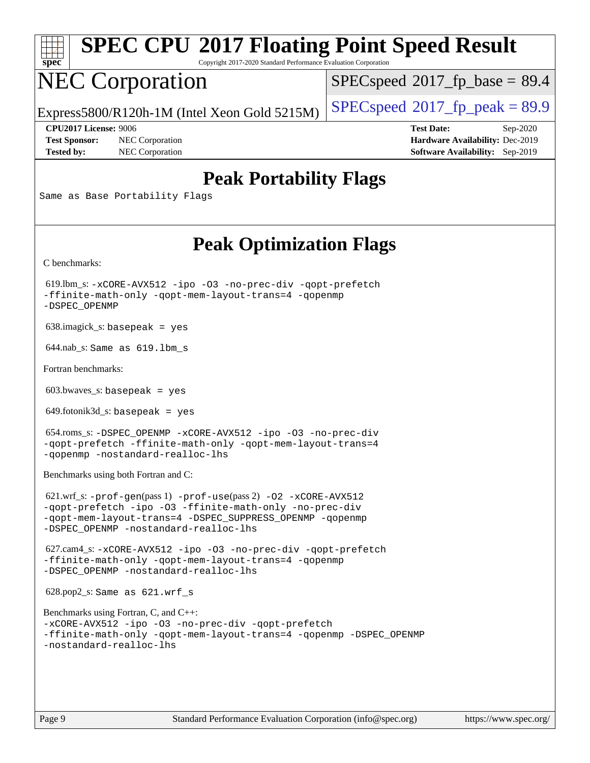# Peak Portability Flags

Same as Base Portability Flags

# Peak Optimization Flags

C benchmarks:

619.lbm_s: -xCORE-AVX512 -ipo -O3 -no-prec-div -qopt-prefetch -ffinite-math-only -qopt-mem-layout-trans=4 -qopenmp -DSPEC_OPENMP

638.imagick_s: basepeak = yes

644.nab_s: Same as 619.lbm_s

Fortran benchmarks:

603.bwaves_s: basepeak = yes

649.fotonik3d_s: basepeak = yes

654.roms_s: -DSPEC_OPENMP -xCORE-AVX512 -ipo -O3 -no-prec-div -qopt-prefetch -ffinite-math-only -qopt-mem-layout-trans=4 -qopenmp -nostandard-realloc-lhs

Benchmarks using both Fortran and C:

621.wrf_s: -prof-gen(pass 1) -prof-use(pass 2) -O2 -xCORE-AVX512 -qopt-prefetch -ipo -O3 -ffinite-math-only -no-prec-div -qopt-mem-layout-trans=4 -DSPEC_SUPPRESS_OPENMP -qopenmp -DSPEC_OPENMP -nostandard-realloc-lhs

627.cam4_s: -xCORE-AVX512 -ipo -O3 -no-prec-div -qopt-prefetch -ffinite-math-only -qopt-mem-layout-trans=4 -qopenmp -DSPEC_OPENMP -nostandard-realloc-lhs

628.pop2_s: Same as 621.wrf_s

Benchmarks using Fortran, C, and C++:
-xCORE-AVX512 -ipo -O3 -no-prec-div -qopt-prefetch -ffinite-math-only -qopt-mem-layout-trans=4 -qopenmp -DSPEC_OPENMP -nostandard-realloc-lhs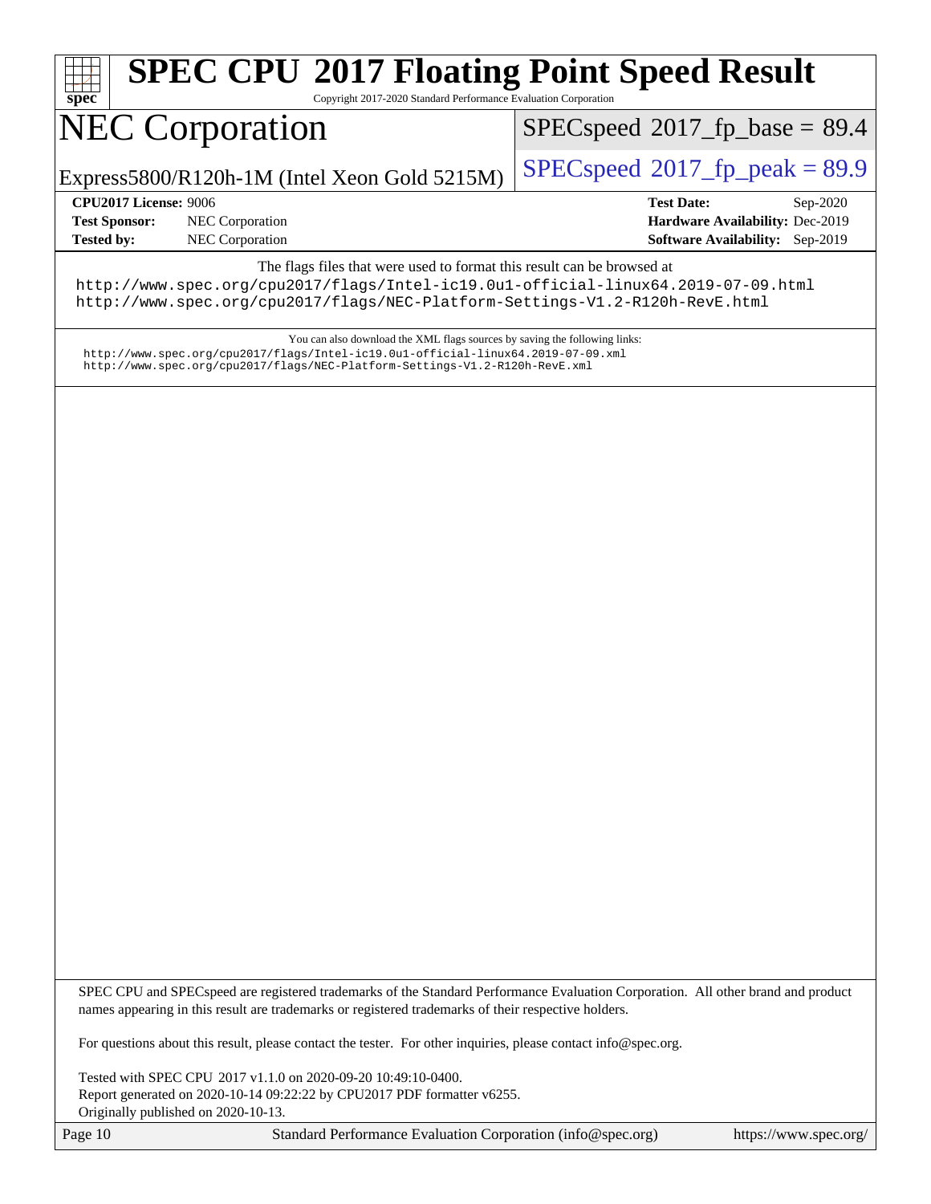# SPEC CPU 2017 Floating Point Speed Result

Copyright 2017-2020 Standard Performance Evaluation Corporation

# NEC Corporation

Express5800/R120h-1M (Intel Xeon Gold 5215M)

SPECspeed 2017_fp_base = 89.4

SPECspeed 2017_fp_peak = 89.9

**CPU2017 License:** 9006
**Test Sponsor:** NEC Corporation
**Tested by:** NEC Corporation

**Test Date:** Sep-2020
**Hardware Availability:** Dec-2019
**Software Availability:** Sep-2019

The flags files that were used to format this result can be browsed at

http://www.spec.org/cpu2017/flags/Intel-ic19.0u1-official-linux64.2019-07-09.html
http://www.spec.org/cpu2017/flags/NEC-Platform-Settings-V1.2-R120h-RevE.html

You can also download the XML flags sources by saving the following links:

http://www.spec.org/cpu2017/flags/Intel-ic19.0u1-official-linux64.2019-07-09.xml
http://www.spec.org/cpu2017/flags/NEC-Platform-Settings-V1.2-R120h-RevE.xml

SPEC CPU and SPECspeed are registered trademarks of the Standard Performance Evaluation Corporation. All other brand and product names appearing in this result are trademarks or registered trademarks of their respective holders.

For questions about this result, please contact the tester. For other inquiries, please contact info@spec.org.

Tested with SPEC CPU 2017 v1.1.0 on 2020-09-20 10:49:10-0400.
Report generated on 2020-10-14 09:22:22 by CPU2017 PDF formatter v6255.
Originally published on 2020-10-13.